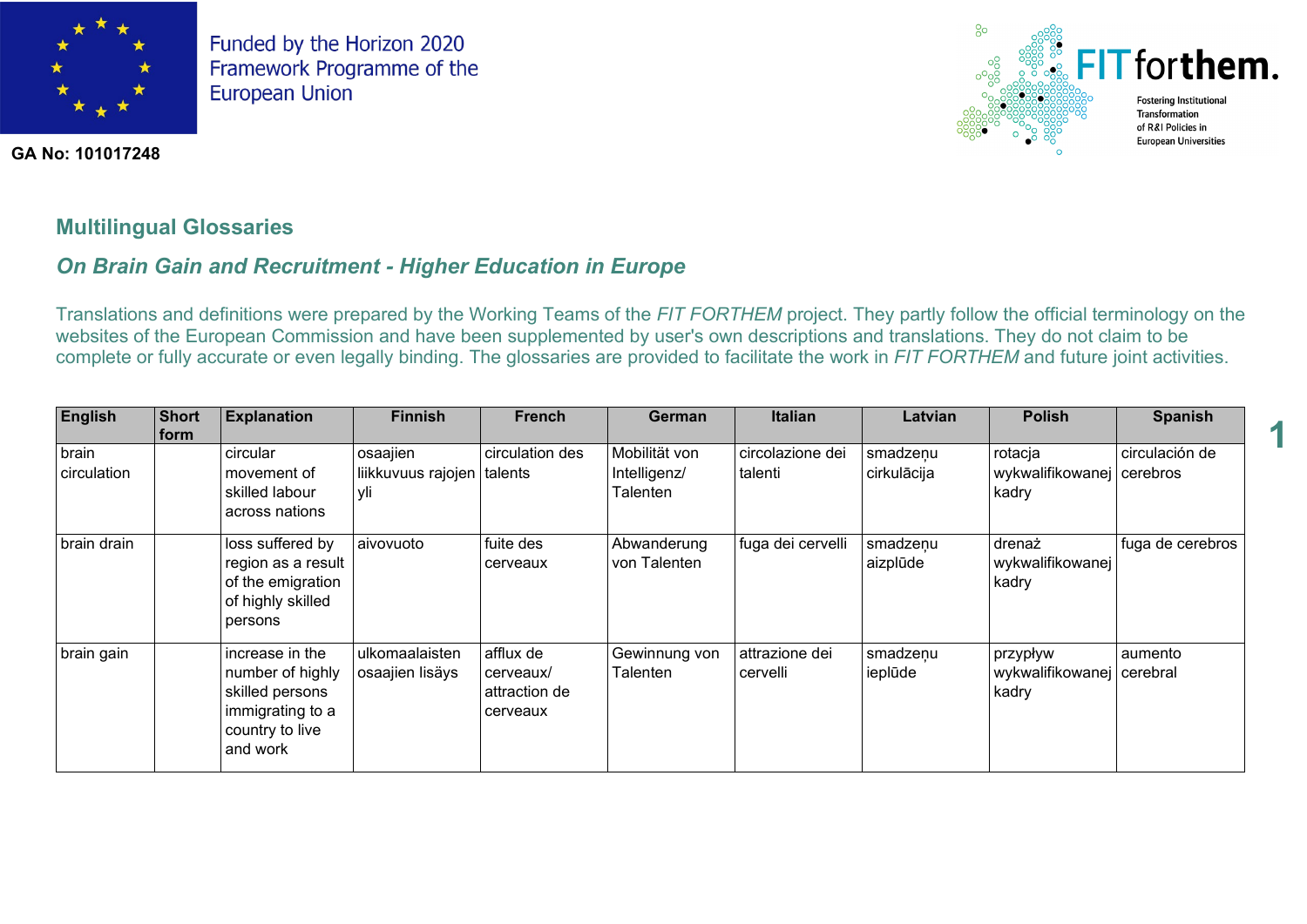Funded by the Horizon 2020 Framework Programme of the European Union

**GA No: 101017248**

FIT forthem. Fostering Institutional Transformation of R&I Policies in European Universities

## Multilingual Glossaries

### *On Brain Gain and Recruitment - Higher Education in Europe*

Translations and definitions were prepared by the Working Teams of the *FIT FORTHEM* project. They partly follow the official terminology on the websites of the European Commission and have been supplemented by user's own descriptions and translations. They do not claim to be complete or fully accurate or even legally binding. The glossaries are provided to facilitate the work in *FIT FORTHEM* and future joint activities.

| English | Short form | Explanation | Finnish | French | German | Italian | Latvian | Polish | Spanish |
|---|---|---|---|---|---|---|---|---|---|
| brain circulation | | circular movement of skilled labour across nations | osaajien liikkuvuus rajojen yli | circulation des talents | Mobilität von Intelligenz/ Talenten | circolazione dei talenti | smadzeņu cirkulācija | rotacja wykwalifikowanej kadry | circulación de cerebros |
| brain drain | | loss suffered by region as a result of the emigration of highly skilled persons | aivovuoto | fuite des cerveaux | Abwanderung von Talenten | fuga dei cervelli | smadzeņu aizplūde | drenaż wykwalifikowanej kadry | fuga de cerebros |
| brain gain | | increase in the number of highly skilled persons immigrating to a country to live and work | ulkomaalaisten osaajien lisäys | afflux de cerveaux/ attraction de cerveaux | Gewinnung von Talenten | attrazione dei cervelli | smadzeņu ieplūde | przypływ wykwalifikowanej kadry | aumento cerebral |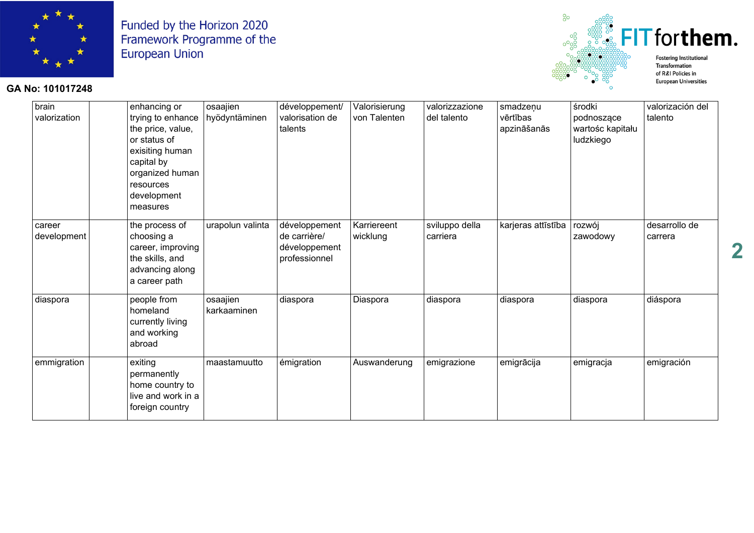| brain valorization | | enhancing or trying to enhance the price, value, or status of exisiting human capital by organized human resources development measures | osaajien hyödyntäminen | développement/ valorisation de talents | Valorisierung von Talenten | valorizzazione del talento | smadzeņu vērtības apzināšanās | środki podnoszące wartośc kapitału ludzkiego | valorización del talento |
|---|---|---|---|---|---|---|---|---|---|
| career development | | the process of choosing a career, improving the skills, and advancing along a career path | urapolun valinta | développement de carrière/ développement professionnel | Karriereent wicklung | sviluppo della carriera | karjeras attīstība | rozwój zawodowy | desarrollo de carrera |
| diaspora | | people from homeland currently living and working abroad | osaajien karkaaminen | diaspora | Diaspora | diaspora | diaspora | diaspora | diáspora |
| emmigration | | exiting permanently home country to live and work in a foreign country | maastamuutto | émigration | Auswanderung | emigrazione | emigrācija | emigracja | emigración |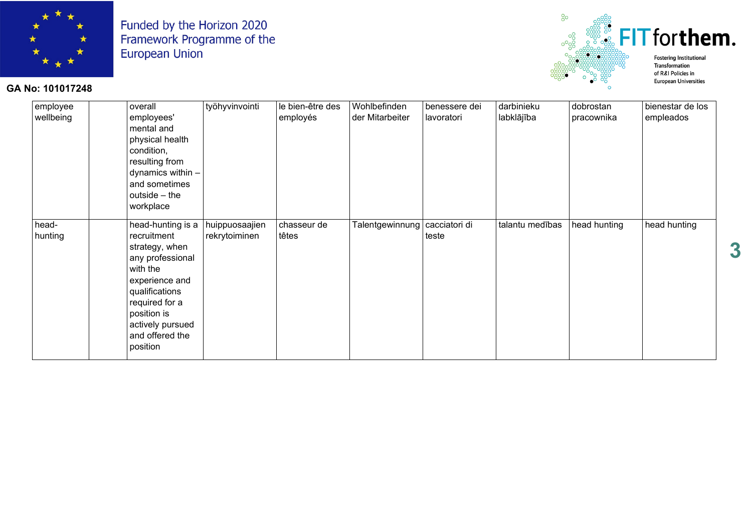| employee wellbeing | | overall employees' mental and physical health condition, resulting from dynamics within – and sometimes outside – the workplace | työhyvinvointi | le bien-être des employés | Wohlbefinden der Mitarbeiter | benessere dei lavoratori | darbinieku labklājība | dobrostan pracownika | bienestar de los empleados |
|---|---|---|---|---|---|---|---|---|---|
| head-hunting | | head-hunting is a recruitment strategy, when any professional with the experience and qualifications required for a position is actively pursued and offered the position | huippuosaajien rekrytoiminen | chasseur de têtes | Talentgewinnung | cacciatori di teste | talantu medības | head hunting | head hunting |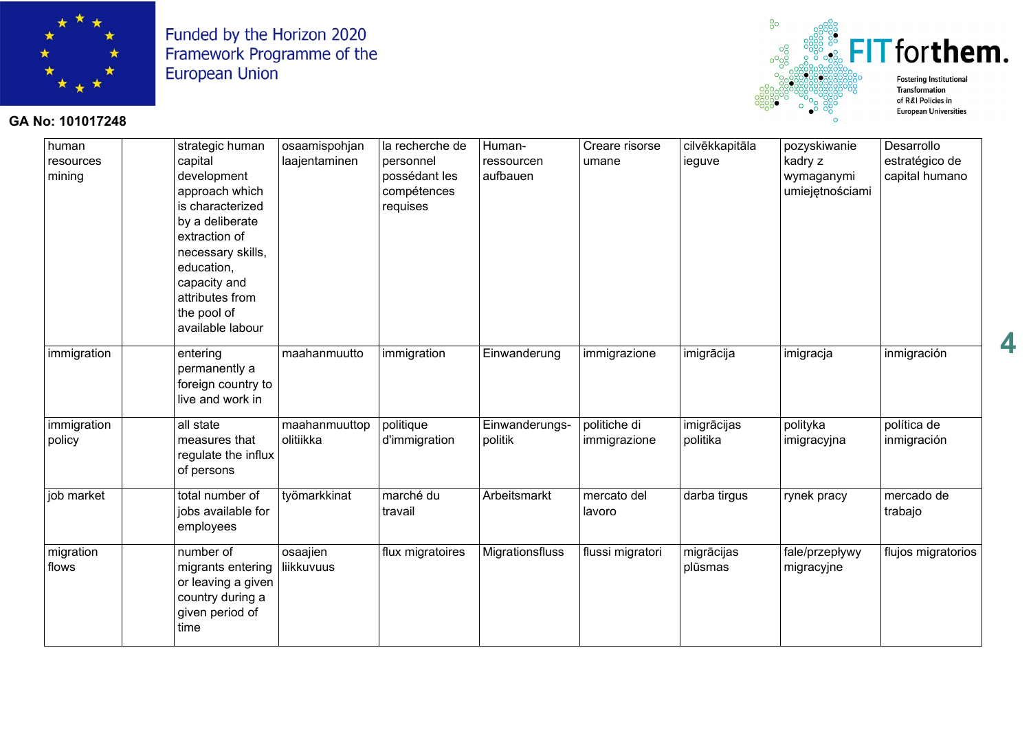| human resources mining | | strategic human capital development approach which is characterized by a deliberate extraction of necessary skills, education, capacity and attributes from the pool of available labour | osaamispohjan laajentaminen | la recherche de personnel possédant les compétences requises | Human-ressourcen aufbauen | Creare risorse umane | cilvēkkapitāla ieguve | pozyskiwanie kadry z wymaganymi umiejętnościami | Desarrollo estratégico de capital humano |
|---|---|---|---|---|---|---|---|---|---|
| immigration | | entering permanently a foreign country to live and work in | maahanmuutto | immigration | Einwanderung | immigrazione | imigrācija | imigracja | inmigración |
| immigration policy | | all state measures that regulate the influx of persons | maahanmuuttop olitiikka | politique d'immigration | Einwanderungs-politik | politiche di immigrazione | imigrācijas politika | polityka imigracyjna | política de inmigración |
| job market | | total number of jobs available for employees | työmarkkinat | marché du travail | Arbeitsmarkt | mercato del lavoro | darba tirgus | rynek pracy | mercado de trabajo |
| migration flows | | number of migrants entering or leaving a given country during a given period of time | osaajien liikkuvuus | flux migratoires | Migrationsfluss | flussi migratori | migrācijas plūsmas | fale/przepływy migracyjne | flujos migratorios |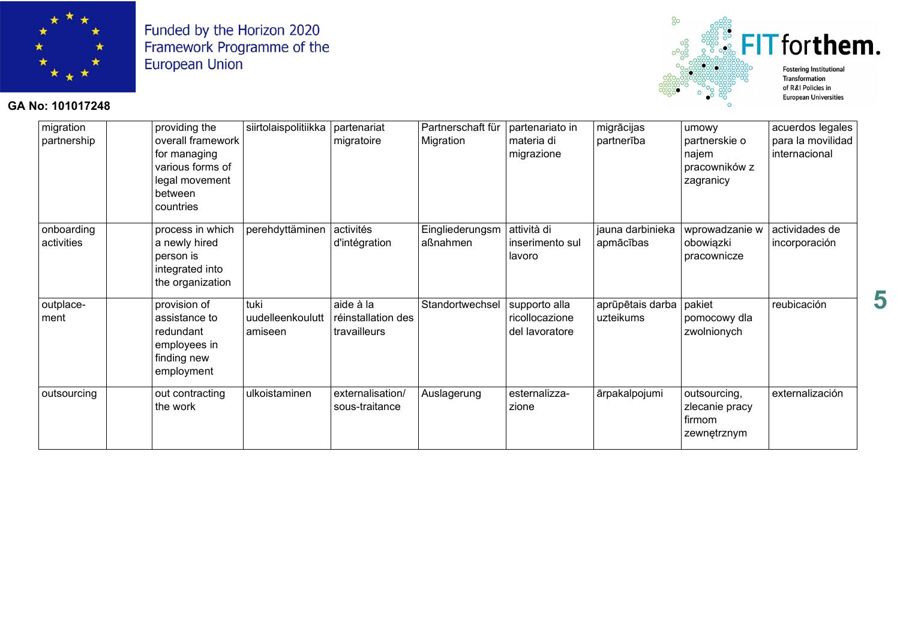| migration partnership | | providing the overall framework for managing various forms of legal movement between countries | siirtolaispolitiikka | partenariat migratoire | Partnerschaft für Migration | partenariato in materia di migrazione | migrācijas partnerība | umowy partnerskie o najem pracowników z zagranicy | acuerdos legales para la movilidad internacional |
|---|---|---|---|---|---|---|---|---|---|
| onboarding activities | | process in which a newly hired person is integrated into the organization | perehdyttäminen | activités d'intégration | Eingliederungsmaßnahmen | attività di inserimento sul lavoro | jauna darbinieka apmācības | wprowadzanie w obowiązki pracownicze | actividades de incorporación |
| outplace-ment | | provision of assistance to redundant employees in finding new employment | tuki uudelleenkoulutt amiseen | aide à la réinstallation des travailleurs | Standortwechsel | supporto alla ricollocazione del lavoratore | aprūpētais darba uzteikums | pakiet pomocowy dla zwolnionych | reubicación |
| outsourcing | | out contracting the work | ulkoistaminen | externalisation/ sous-traitance | Auslagerung | esternalizza-zione | ārpakalpojumi | outsourcing, zlecanie pracy firmom zewnętrznym | externalización |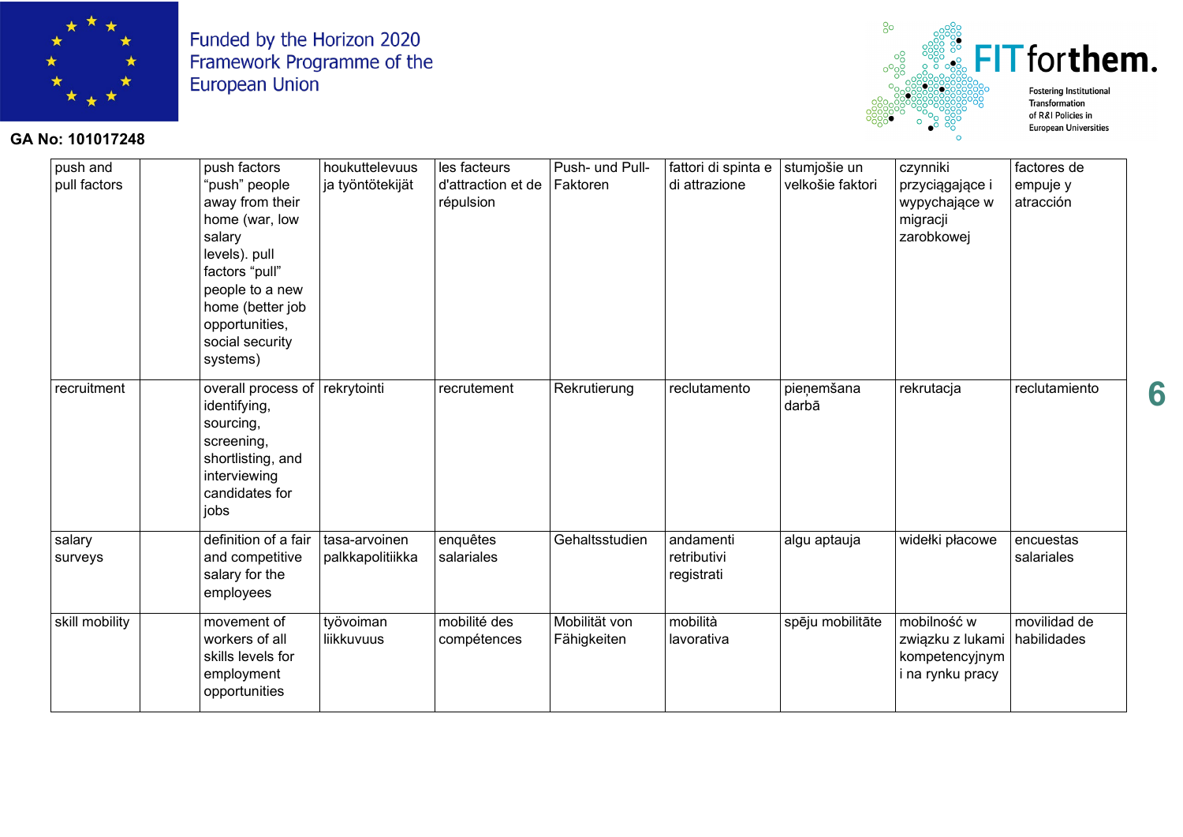Funded by the Horizon 2020 Framework Programme of the European Union

GA No: 101017248

FIT for them. Fostering Institutional Transformation of R&I Policies in European Universities

| push and pull factors | | push factors "push" people away from their home (war, low salary levels). pull factors "pull" people to a new home (better job opportunities, social security systems) | houkuttelevuus ja työntötekijät | les facteurs d'attraction et de répulsion | Push- und Pull-Faktoren | fattori di spinta e di attrazione | stumjošie un velkošie faktori | czynniki przyciągające i wypychające w migracji zarobkowej | factores de empuje y atracción |
|---|---|---|---|---|---|---|---|---|---|
| recruitment | | overall process of identifying, sourcing, screening, shortlisting, and interviewing candidates for jobs | rekrytointi | recrutement | Rekrutierung | reclutamento | pieņemšana darbā | rekrutacja | reclutamiento |
| salary surveys | | definition of a fair and competitive salary for the employees | tasa-arvoinen palkkapolitiikka | enquêtes salariales | Gehaltsstudien | andamenti retributivi registrati | algu aptauja | widełki płacowe | encuestas salariales |
| skill mobility | | movement of workers of all skills levels for employment opportunities | työvoiman liikkuvuus | mobilité des compétences | Mobilität von Fähigkeiten | mobilità lavorativa | spēju mobilitāte | mobilność w związku z lukami kompetencyjnym i na rynku pracy | movilidad de habilidades |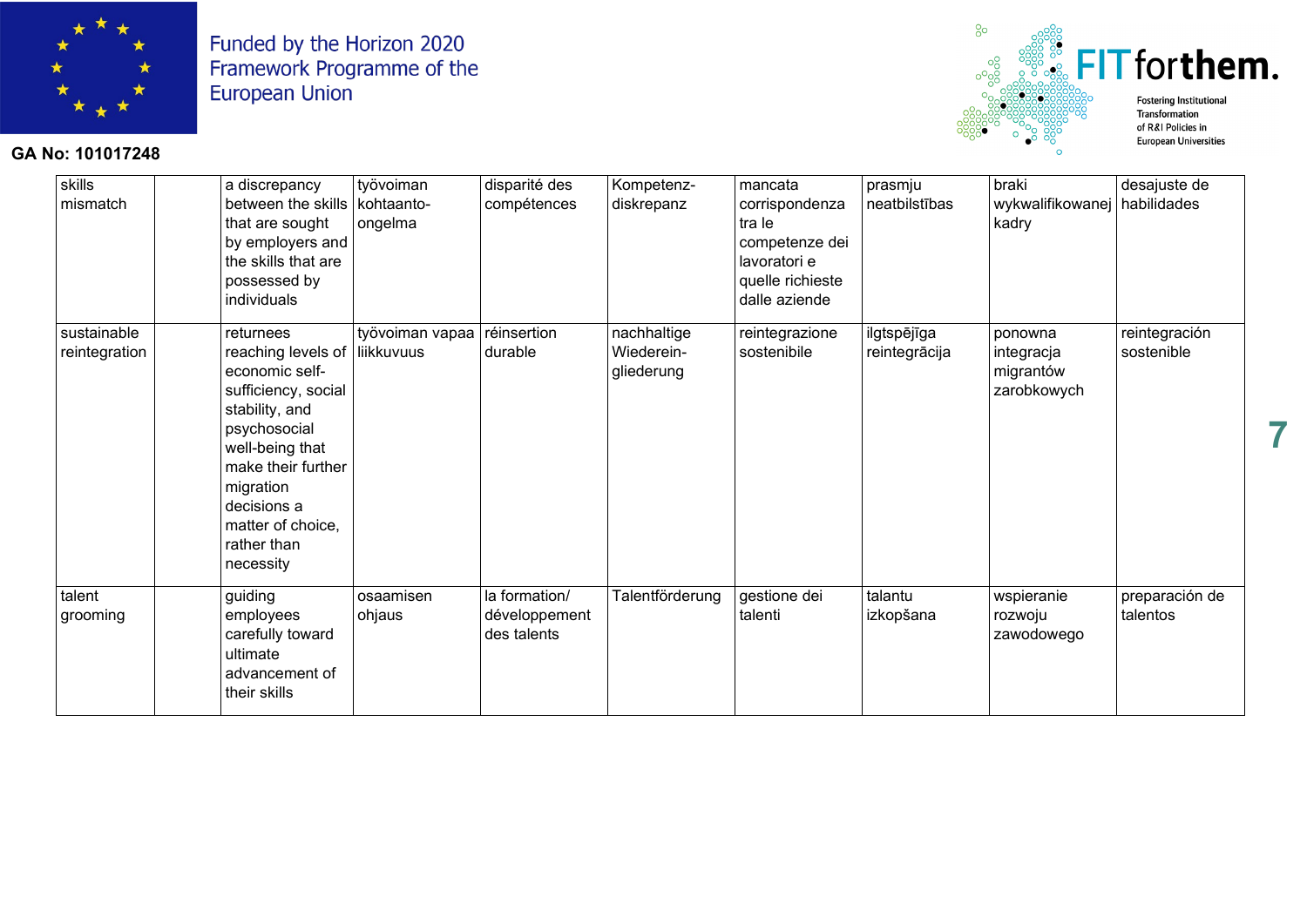| skills mismatch | | a discrepancy between the skills that are sought by employers and the skills that are possessed by individuals | työvoiman kohtaanto-ongelma | disparité des compétences | Kompetenz-diskrepanz | mancata corrispondenza tra le competenze dei lavoratori e quelle richieste dalle aziende | prasmju neatbilstības | braki wykwalifikowanej kadry | desajuste de habilidades |
|---|---|---|---|---|---|---|---|---|---|
| sustainable reintegration | | returnees reaching levels of economic self-sufficiency, social stability, and psychosocial well-being that make their further migration decisions a matter of choice, rather than necessity | työvoiman vapaa liikkuvuus | réinsertion durable | nachhaltige Wiederein-gliederung | reintegrazione sostenibile | ilgtspējīga reintegrācija | ponowna integracja migrantów zarobkowych | reintegración sostenible |
| talent grooming | | guiding employees carefully toward ultimate advancement of their skills | osaamisen ohjaus | la formation/ développement des talents | Talentförderung | gestione dei talenti | talantu izkopšana | wspieranie rozwoju zawodowego | preparación de talentos |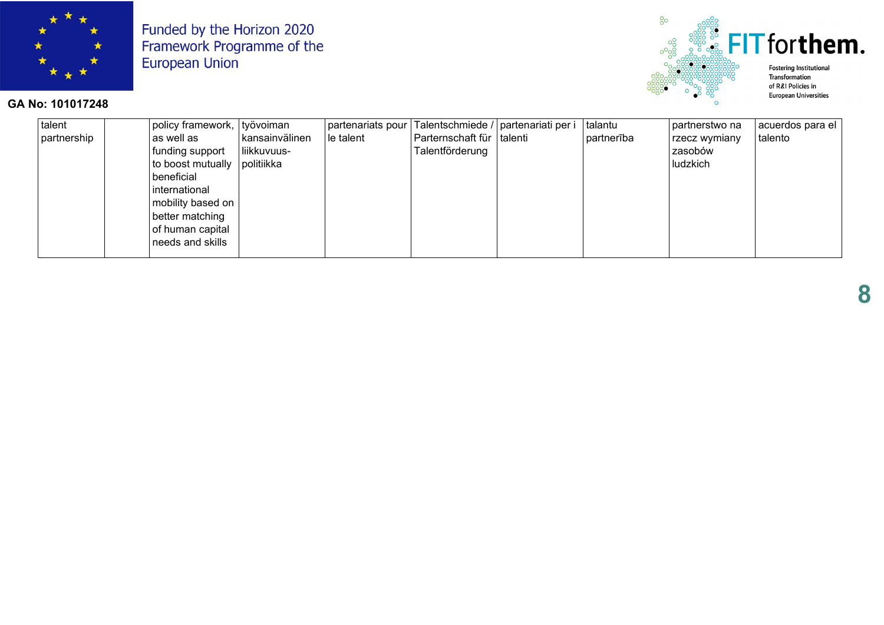GA No: 101017248

| | | | | | | | | | |
|---|---|---|---|---|---|---|---|---|---|
| talent partnership | | policy framework, as well as funding support to boost mutually beneficial international mobility based on better matching of human capital needs and skills | työvoiman kansainvälinen liikkuvuus-politiikka | partenariats pour le talent | Talentschmiede / Parternschaft für Talentförderung | partenariati per i talenti | talantu partnerība | partnerstwo na rzecz wymiany zasobów ludzkich | acuerdos para el talento |